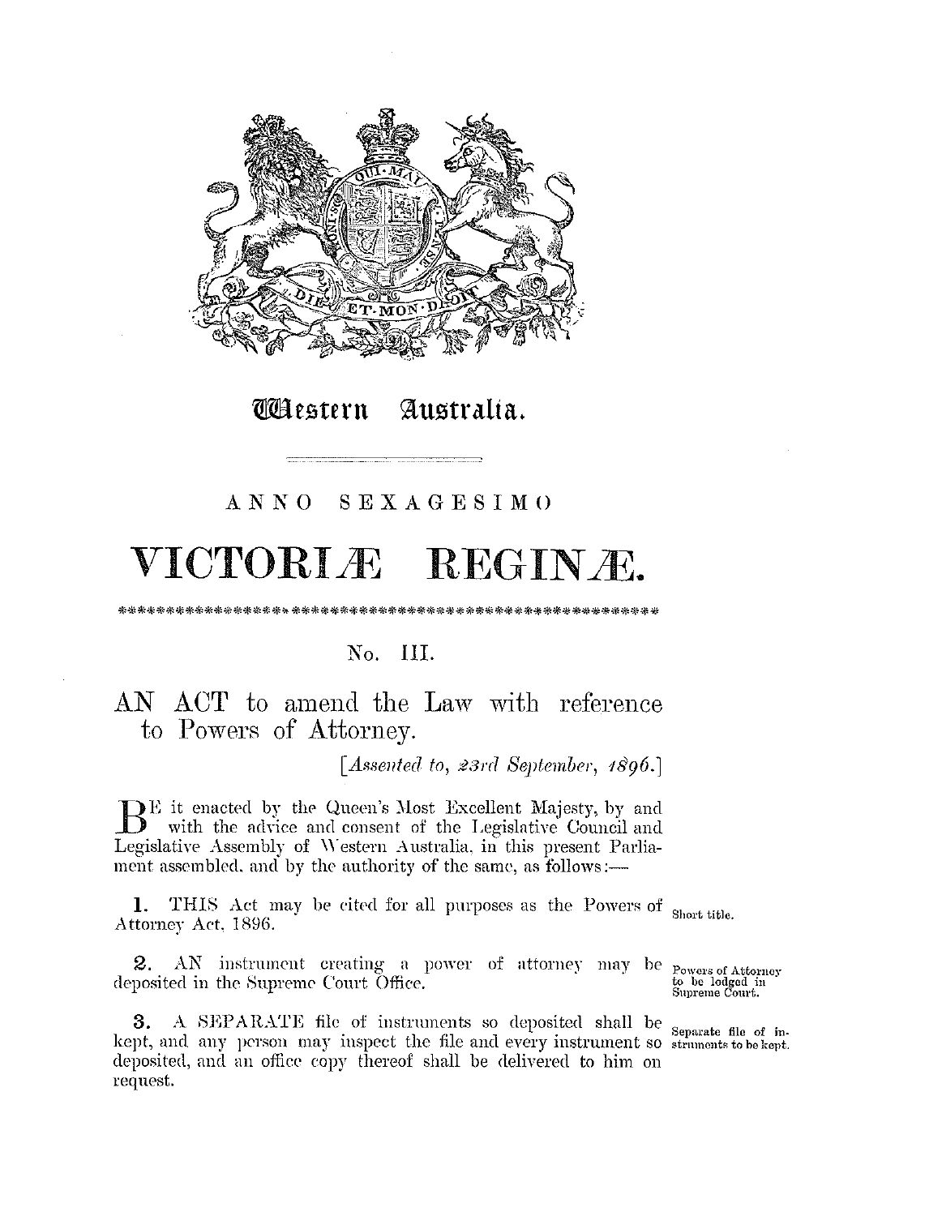# Western Australia.

## ANNO SEXAGESIMO

# VICTORIÆ REGINÆ.

No. III.

## AN ACT to amend the Law with reference to Powers of Attorney.

*[Assented to, 23rd September, 1896.]*

BE it enacted by the Queen's Most Excellent Majesty, by and with the advice and consent of the Legislative Council and Legislative Assembly of Western Australia, in this present Parliament assembled, and by the authority of the same, as follows:—

**1.** THIS Act may be cited for all purposes as the Powers of Attorney Act, 1896.

*Short title.*

**2.** AN instrument creating a power of attorney may be deposited in the Supreme Court Office.

*Powers of Attorney to be lodged in Supreme Court.*

**3.** A SEPARATE file of instruments so deposited shall be kept, and any person may inspect the file and every instrument so deposited, and an office copy thereof shall be delivered to him on request.

*Separate file of instruments to be kept.*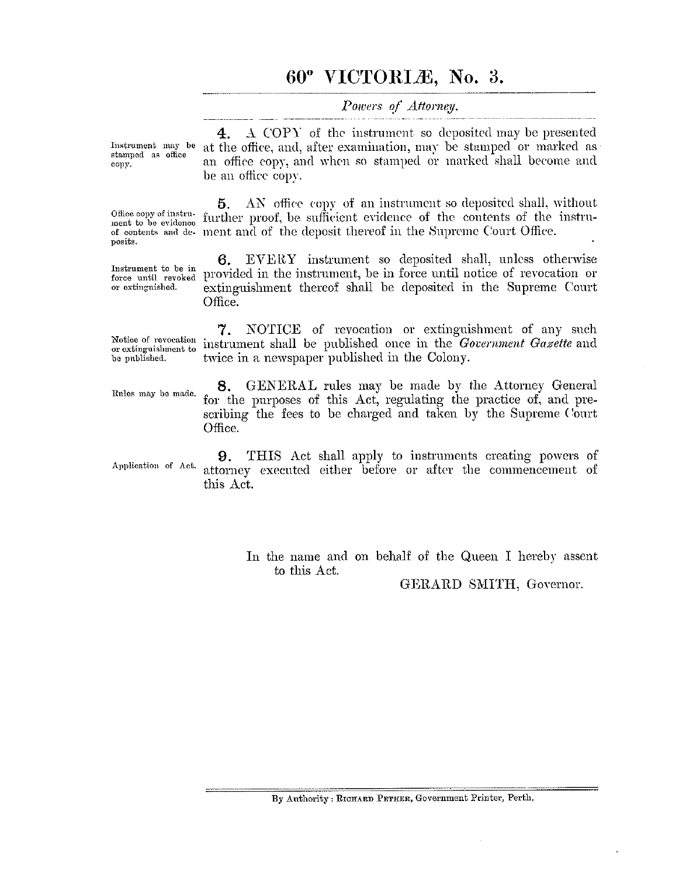# 60° VICTORIÆ, No. 3.

*Powers of Attorney.*

Instrument may be stamped as office copy.

**4.** A COPY of the instrument so deposited may be presented at the office, and, after examination, may be stamped or marked as an office copy, and when so stamped or marked shall become and be an office copy.

Office copy of instrument to be evidence of contents and deposits.

**5.** AN office copy of an instrument so deposited shall, without further proof, be sufficient evidence of the contents of the instrument and of the deposit thereof in the Supreme Court Office.

Instrument to be in force until revoked or extinguished.

**6.** EVERY instrument so deposited shall, unless otherwise provided in the instrument, be in force until notice of revocation or extinguishment thereof shall be deposited in the Supreme Court Office.

Notice of revocation or extinguishment to be published.

**7.** NOTICE of revocation or extinguishment of any such instrument shall be published once in the *Government Gazette* and twice in a newspaper published in the Colony.

Rules may be made.

**8.** GENERAL rules may be made by the Attorney General for the purposes of this Act, regulating the practice of, and prescribing the fees to be charged and taken by the Supreme Court Office.

Application of Act.

**9.** THIS Act shall apply to instruments creating powers of attorney executed either before or after the commencement of this Act.

In the name and on behalf of the Queen I hereby assent to this Act.

GERARD SMITH, Governor.

By Authority: RICHARD PETHER, Government Printer, Perth.